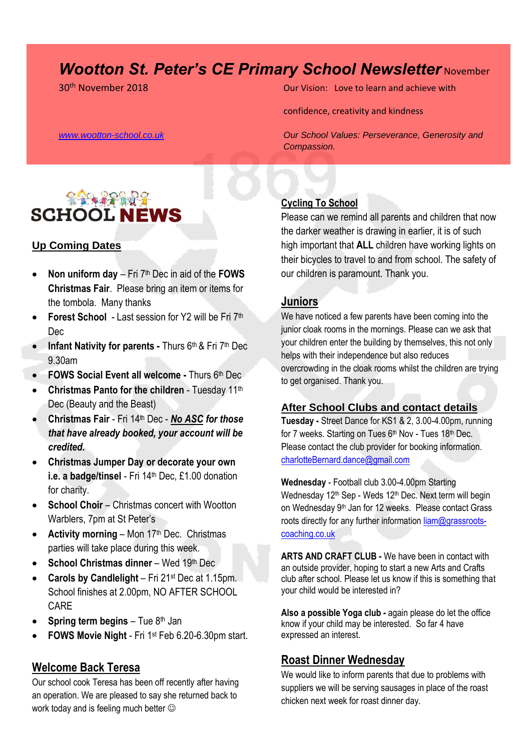# Wootton St. Peter's CE Primary School Newsletter November

30th November 2018

Our Vision: Love to learn and achieve with confidence, creativity and kindness

www.wootton-school.co.uk

*Our School Values: Perseverance, Generosity and Compassion.*

SCHOOL NEWS

## Up Coming Dates

- **Non uniform day** – Fri 7th Dec in aid of the **FOWS Christmas Fair**. Please bring an item or items for the tombola. Many thanks
- **Forest School** - Last session for Y2 will be Fri 7th Dec
- **Infant Nativity for parents -** Thurs 6th & Fri 7th Dec 9.30am
- **FOWS Social Event all welcome -** Thurs 6th Dec
- **Christmas Panto for the children** - Tuesday 11th Dec (Beauty and the Beast)
- **Christmas Fair** - Fri 14th Dec - ***No ASC for those that have already booked, your account will be credited.***
- **Christmas Jumper Day or decorate your own i.e. a badge/tinsel** - Fri 14th Dec, £1.00 donation for charity.
- **School Choir** – Christmas concert with Wootton Warblers, 7pm at St Peter's
- **Activity morning** – Mon 17th Dec. Christmas parties will take place during this week.
- **School Christmas dinner** – Wed 19th Dec
- **Carols by Candlelight** – Fri 21st Dec at 1.15pm. School finishes at 2.00pm, NO AFTER SCHOOL CARE
- **Spring term begins** – Tue 8th Jan
- **FOWS Movie Night** - Fri 1st Feb 6.20-6.30pm start.

## Welcome Back Teresa

Our school cook Teresa has been off recently after having an operation. We are pleased to say she returned back to work today and is feeling much better ☺

## Cycling To School

Please can we remind all parents and children that now the darker weather is drawing in earlier, it is of such high important that **ALL** children have working lights on their bicycles to travel to and from school. The safety of our children is paramount. Thank you.

## Juniors

We have noticed a few parents have been coming into the junior cloak rooms in the mornings. Please can we ask that your children enter the building by themselves, this not only helps with their independence but also reduces overcrowding in the cloak rooms whilst the children are trying to get organised. Thank you.

## After School Clubs and contact details

**Tuesday -** Street Dance for KS1 & 2, 3.00-4.00pm, running for 7 weeks. Starting on Tues 6th Nov - Tues 18th Dec. Please contact the club provider for booking information. charlotteBernard.dance@gmail.com

**Wednesday** - Football club 3.00-4.00pm Starting Wednesday 12th Sep - Weds 12th Dec. Next term will begin on Wednesday 9th Jan for 12 weeks. Please contact Grass roots directly for any further information liam@grassroots-coaching.co.uk

**ARTS AND CRAFT CLUB -** We have been in contact with an outside provider, hoping to start a new Arts and Crafts club after school. Please let us know if this is something that your child would be interested in?

**Also a possible Yoga club -** again please do let the office know if your child may be interested. So far 4 have expressed an interest.

## Roast Dinner Wednesday

We would like to inform parents that due to problems with suppliers we will be serving sausages in place of the roast chicken next week for roast dinner day.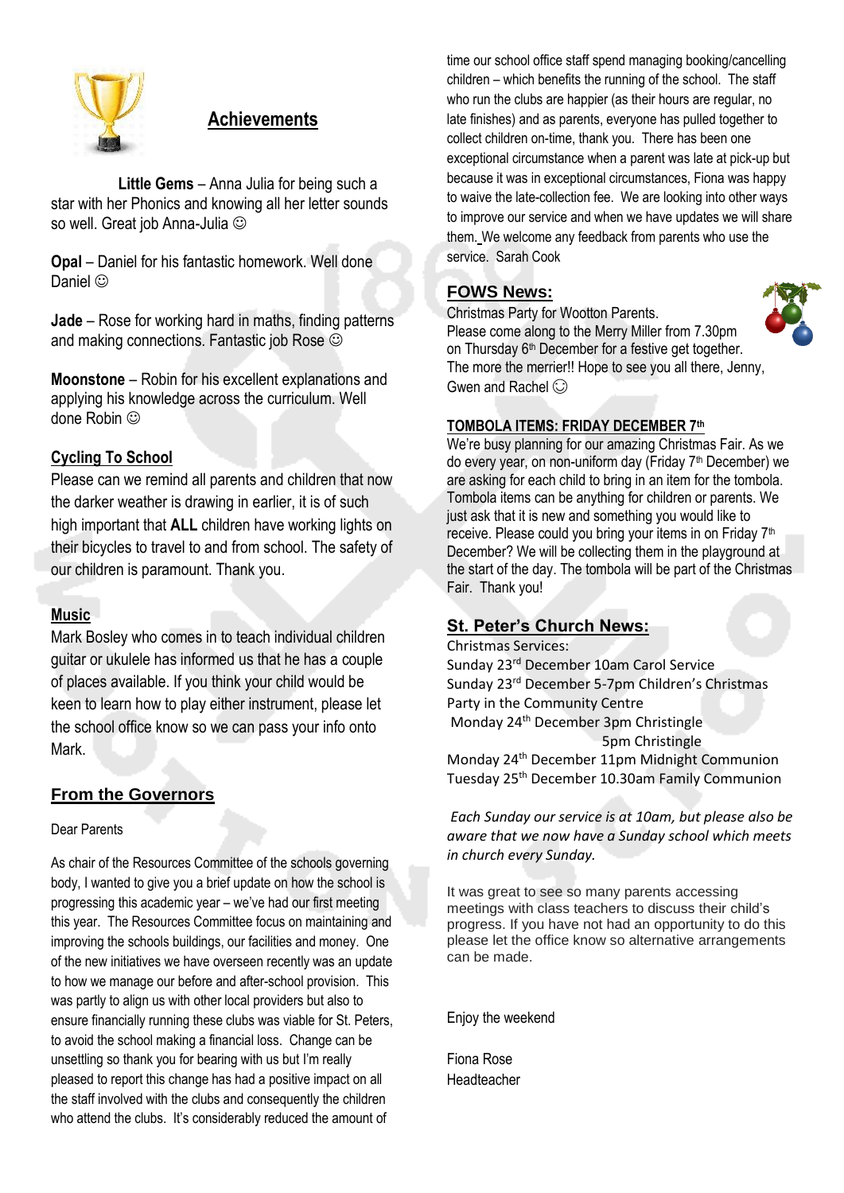## Achievements

**Little Gems** – Anna Julia for being such a star with her Phonics and knowing all her letter sounds so well. Great job Anna-Julia ☺

**Opal** – Daniel for his fantastic homework. Well done Daniel ☺

**Jade** – Rose for working hard in maths, finding patterns and making connections. Fantastic job Rose ☺

**Moonstone** – Robin for his excellent explanations and applying his knowledge across the curriculum. Well done Robin ☺

### Cycling To School

Please can we remind all parents and children that now the darker weather is drawing in earlier, it is of such high important that **ALL** children have working lights on their bicycles to travel to and from school. The safety of our children is paramount. Thank you.

### Music

Mark Bosley who comes in to teach individual children guitar or ukulele has informed us that he has a couple of places available. If you think your child would be keen to learn how to play either instrument, please let the school office know so we can pass your info onto Mark.

## From the Governors

Dear Parents

As chair of the Resources Committee of the schools governing body, I wanted to give you a brief update on how the school is progressing this academic year – we've had our first meeting this year. The Resources Committee focus on maintaining and improving the schools buildings, our facilities and money. One of the new initiatives we have overseen recently was an update to how we manage our before and after-school provision. This was partly to align us with other local providers but also to ensure financially running these clubs was viable for St. Peters, to avoid the school making a financial loss. Change can be unsettling so thank you for bearing with us but I'm really pleased to report this change has had a positive impact on all the staff involved with the clubs and consequently the children who attend the clubs. It's considerably reduced the amount of time our school office staff spend managing booking/cancelling children – which benefits the running of the school. The staff who run the clubs are happier (as their hours are regular, no late finishes) and as parents, everyone has pulled together to collect children on-time, thank you. There has been one exceptional circumstance when a parent was late at pick-up but because it was in exceptional circumstances, Fiona was happy to waive the late-collection fee. We are looking into other ways to improve our service and when we have updates we will share them. We welcome any feedback from parents who use the service. Sarah Cook

## FOWS News:

Christmas Party for Wootton Parents.
Please come along to the Merry Miller from 7.30pm on Thursday 6th December for a festive get together.
The more the merrier!! Hope to see you all there, Jenny, Gwen and Rachel ☺

### TOMBOLA ITEMS: FRIDAY DECEMBER 7th

We're busy planning for our amazing Christmas Fair. As we do every year, on non-uniform day (Friday 7th December) we are asking for each child to bring in an item for the tombola. Tombola items can be anything for children or parents. We just ask that it is new and something you would like to receive. Please could you bring your items in on Friday 7th December? We will be collecting them in the playground at the start of the day. The tombola will be part of the Christmas Fair. Thank you!

## St. Peter's Church News:

Christmas Services:
Sunday 23rd December 10am Carol Service
Sunday 23rd December 5-7pm Children's Christmas Party in the Community Centre
Monday 24th December 3pm Christingle
5pm Christingle
Monday 24th December 11pm Midnight Communion
Tuesday 25th December 10.30am Family Communion

*Each Sunday our service is at 10am, but please also be aware that we now have a Sunday school which meets in church every Sunday.*

It was great to see so many parents accessing meetings with class teachers to discuss their child's progress. If you have not had an opportunity to do this please let the office know so alternative arrangements can be made.

Enjoy the weekend

Fiona Rose
Headteacher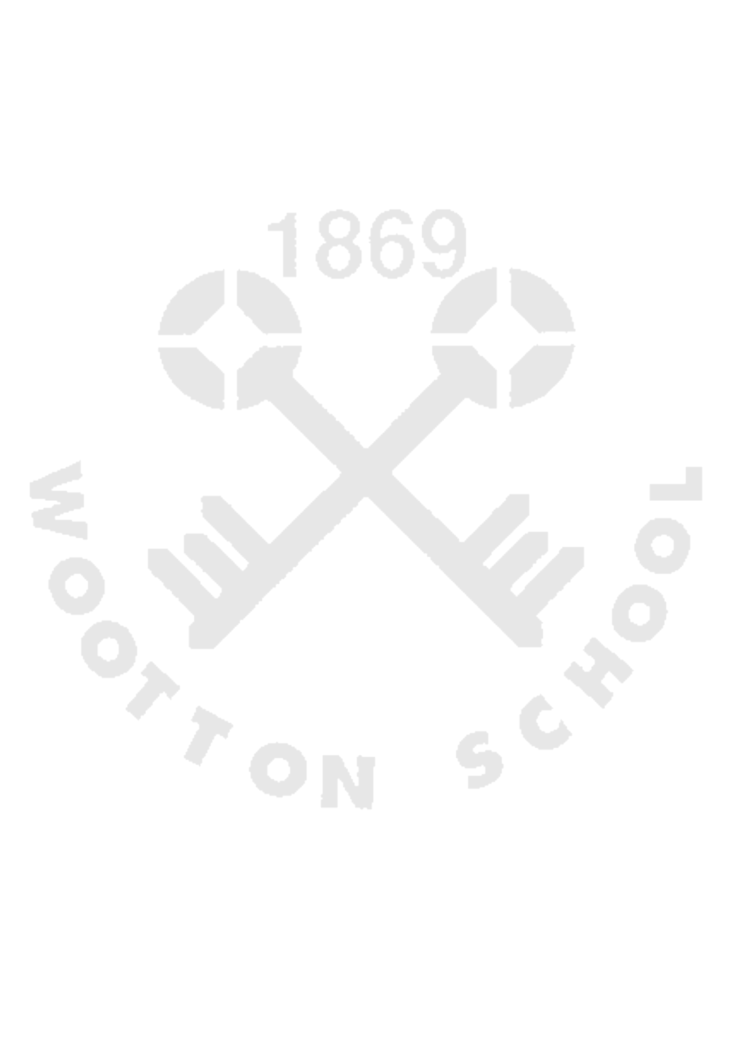1869

WOTTON SCHOOL